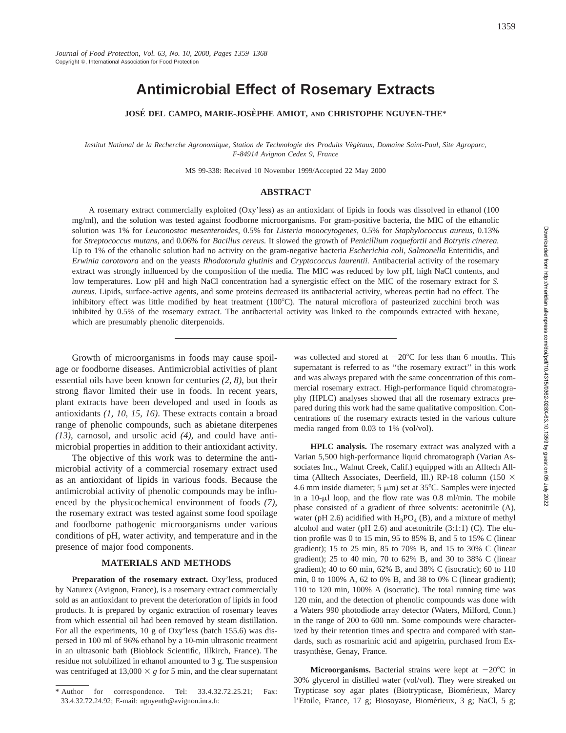Journal of Food Protection, Vol. 63, No. 10, 2000, Pages 1359–1368
Copyright ©, International Association for Food Protection

# Antimicrobial Effect of Rosemary Extracts

**JOSÉ DEL CAMPO, MARIE-JOSÈPHE AMIOT, AND CHRISTOPHE NGUYEN-THE***

*Institut National de la Recherche Agronomique, Station de Technologie des Produits Végétaux, Domaine Saint-Paul, Site Agroparc, F-84914 Avignon Cedex 9, France*

MS 99-338: Received 10 November 1999/Accepted 22 May 2000

## ABSTRACT

A rosemary extract commercially exploited (Oxy'less) as an antioxidant of lipids in foods was dissolved in ethanol (100 mg/ml), and the solution was tested against foodborne microorganisms. For gram-positive bacteria, the MIC of the ethanolic solution was 1% for *Leuconostoc mesenteroides,* 0.5% for *Listeria monocytogenes,* 0.5% for *Staphylococcus aureus,* 0.13% for *Streptococcus mutans,* and 0.06% for *Bacillus cereus.* It slowed the growth of *Penicillium roquefortii* and *Botrytis cinerea.* Up to 1% of the ethanolic solution had no activity on the gram-negative bacteria *Escherichia coli, Salmonella* Enteritidis, and *Erwinia carotovora* and on the yeasts *Rhodotorula glutinis* and *Cryptococcus laurentii.* Antibacterial activity of the rosemary extract was strongly influenced by the composition of the media. The MIC was reduced by low pH, high NaCl contents, and low temperatures. Low pH and high NaCl concentration had a synergistic effect on the MIC of the rosemary extract for *S. aureus.* Lipids, surface-active agents, and some proteins decreased its antibacterial activity, whereas pectin had no effect. The inhibitory effect was little modified by heat treatment (100°C). The natural microflora of pasteurized zucchini broth was inhibited by 0.5% of the rosemary extract. The antibacterial activity was linked to the compounds extracted with hexane, which are presumably phenolic diterpenoids.

---

Growth of microorganisms in foods may cause spoilage or foodborne diseases. Antimicrobial activities of plant essential oils have been known for centuries *(2, 8)*, but their strong flavor limited their use in foods. In recent years, plant extracts have been developed and used in foods as antioxidants *(1, 10, 15, 16)*. These extracts contain a broad range of phenolic compounds, such as abietane diterpenes *(13)*, carnosol, and ursolic acid *(4)*, and could have antimicrobial properties in addition to their antioxidant activity.

The objective of this work was to determine the antimicrobial activity of a commercial rosemary extract used as an antioxidant of lipids in various foods. Because the antimicrobial activity of phenolic compounds may be influenced by the physicochemical environment of foods *(7)*, the rosemary extract was tested against some food spoilage and foodborne pathogenic microorganisms under various conditions of pH, water activity, and temperature and in the presence of major food components.

## MATERIALS AND METHODS

**Preparation of the rosemary extract.** Oxy'less, produced by Naturex (Avignon, France), is a rosemary extract commercially sold as an antioxidant to prevent the deterioration of lipids in food products. It is prepared by organic extraction of rosemary leaves from which essential oil had been removed by steam distillation. For all the experiments, 10 g of Oxy'less (batch 155.6) was dispersed in 100 ml of 96% ethanol by a 10-min ultrasonic treatment in an ultrasonic bath (Bioblock Scientific, Illkirch, France). The residue not solubilized in ethanol amounted to 3 g. The suspension was centrifuged at 13,000 × *g* for 5 min, and the clear supernatant was collected and stored at −20°C for less than 6 months. This supernatant is referred to as ''the rosemary extract'' in this work and was always prepared with the same concentration of this commercial rosemary extract. High-performance liquid chromatography (HPLC) analyses showed that all the rosemary extracts prepared during this work had the same qualitative composition. Concentrations of the rosemary extracts tested in the various culture media ranged from 0.03 to 1% (vol/vol).

**HPLC analysis.** The rosemary extract was analyzed with a Varian 5,500 high-performance liquid chromatograph (Varian Associates Inc., Walnut Creek, Calif.) equipped with an Alltech Alltima (Alltech Associates, Deerfield, Ill.) RP-18 column (150 × 4.6 mm inside diameter; 5 μm) set at 35°C. Samples were injected in a 10-μl loop, and the flow rate was 0.8 ml/min. The mobile phase consisted of a gradient of three solvents: acetonitrile (A), water (pH 2.6) acidified with $H_3PO_4$ (B), and a mixture of methyl alcohol and water (pH 2.6) and acetonitrile (3:1:1) (C). The elution profile was 0 to 15 min, 95 to 85% B, and 5 to 15% C (linear gradient); 15 to 25 min, 85 to 70% B, and 15 to 30% C (linear gradient); 25 to 40 min, 70 to 62% B, and 30 to 38% C (linear gradient); 40 to 60 min, 62% B, and 38% C (isocratic); 60 to 110 min, 0 to 100% A, 62 to 0% B, and 38 to 0% C (linear gradient); 110 to 120 min, 100% A (isocratic). The total running time was 120 min, and the detection of phenolic compounds was done with a Waters 990 photodiode array detector (Waters, Milford, Conn.) in the range of 200 to 600 nm. Some compounds were characterized by their retention times and spectra and compared with standards, such as rosmarinic acid and apigetrin, purchased from Extrasynthèse, Genay, France.

**Microorganisms.** Bacterial strains were kept at −20°C in 30% glycerol in distilled water (vol/vol). They were streaked on Trypticase soy agar plates (Biotrypticase, Biomérieux, Marcy l'Etoile, France, 17 g; Biosoyase, Biomérieux, 3 g; NaCl, 5 g;

---

* Author for correspondence. Tel: 33.4.32.72.25.21; Fax: 33.4.32.72.24.92; E-mail: nguyenth@avignon.inra.fr.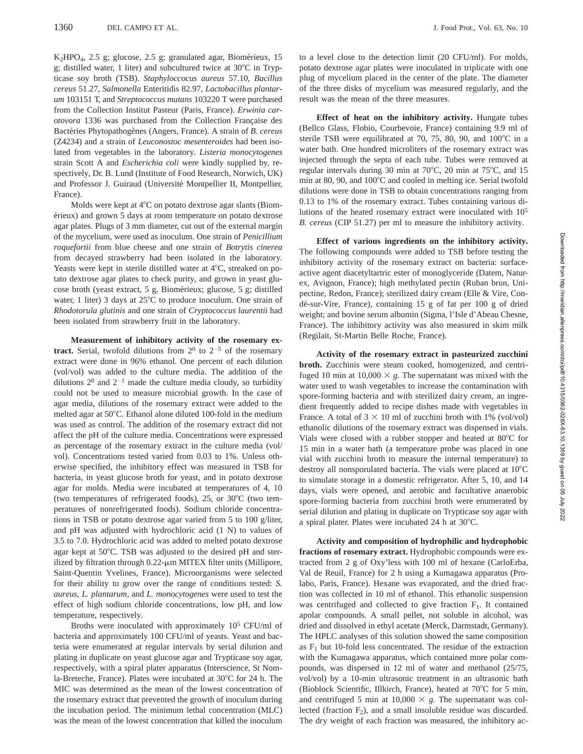$K_2HPO_4$, 2.5 g; glucose, 2.5 g; granulated agar, Biomérieux, 15 g; distilled water, 1 liter) and subcultured twice at 30°C in Trypticase soy broth (TSB). *Staphyloccocus aureus* 57.10, *Bacillus cereus* 51.27, *Salmonella* Enteritidis 82.97, *Lactobacillus plantarum* 103151 T, and *Streptococcus mutans* 103220 T were purchased from the Collection Institut Pasteur (Paris, France). *Erwinia carotovora* 1336 was purchased from the Collection Française des Bactéries Phytopathogènes (Angers, France). A strain of *B. cereus* (Z4234) and a strain of *Leuconostoc mesenteroides* had been isolated from vegetables in the laboratory. *Listeria monocytogenes* strain Scott A and *Escherichia coli* were kindly supplied by, respectively, Dr. B. Lund (Institute of Food Research, Norwich, UK) and Professor J. Guiraud (Université Montpellier II, Montpellier, France).

Molds were kept at 4°C on potato dextrose agar slants (Biomérieux) and grown 5 days at room temperature on potato dextrose agar plates. Plugs of 3 mm diameter, cut out of the external margin of the mycelium, were used as inoculum. One strain of *Penicillium roquefortii* from blue cheese and one strain of *Botrytis cinerea* from decayed strawberry had been isolated in the laboratory. Yeasts were kept in sterile distilled water at 4°C, streaked on potato dextrose agar plates to check purity, and grown in yeast glucose broth (yeast extract, 5 g, Biomérieux; glucose, 5 g; distilled water, 1 liter) 3 days at 25°C to produce inoculum. One strain of *Rhodotorula glutinis* and one strain of *Cryptococcus laurentii* had been isolated from strawberry fruit in the laboratory.

**Measurement of inhibitory activity of the rosemary extract.** Serial, twofold dilutions from $2^0$ to $2^{-5}$ of the rosemary extract were done in 96% ethanol. One percent of each dilution (vol/vol) was added to the culture media. The addition of the dilutions $2^0$ and $2^{-1}$ made the culture media cloudy, so turbidity could not be used to measure microbial growth. In the case of agar media, dilutions of the rosemary extract were added to the melted agar at 50°C. Ethanol alone diluted 100-fold in the medium was used as control. The addition of the rosemary extract did not affect the pH of the culture media. Concentrations were expressed as percentage of the rosemary extract in the culture media (vol/vol). Concentrations tested varied from 0.03 to 1%. Unless otherwise specified, the inhibitory effect was measured in TSB for bacteria, in yeast glucose broth for yeast, and in potato dextrose agar for molds. Media were incubated at temperatures of 4, 10 (two temperatures of refrigerated foods), 25, or 30°C (two temperatures of nonrefrigerated foods). Sodium chloride concentrations in TSB or potato dextrose agar varied from 5 to 100 g/liter, and pH was adjusted with hydrochloric acid (1 N) to values of 3.5 to 7.0. Hydrochloric acid was added to melted potato dextrose agar kept at 50°C. TSB was adjusted to the desired pH and sterilized by filtration through 0.22-μm MITEX filter units (Millipore, Saint-Quentin Yvelines, France). Microorganisms were selected for their ability to grow over the range of conditions tested: *S. aureus*, *L. plantarum*, and *L. monocytogenes* were used to test the effect of high sodium chloride concentrations, low pH, and low temperature, respectively.

Broths were inoculated with approximately $10^5$ CFU/ml of bacteria and approximately 100 CFU/ml of yeasts. Yeast and bacteria were enumerated at regular intervals by serial dilution and plating in duplicate on yeast glucose agar and Trypticase soy agar, respectively, with a spiral plater apparatus (Interscience, St Nomla-Breteche, France). Plates were incubated at 30°C for 24 h. The MIC was determined as the mean of the lowest concentration of the rosemary extract that prevented the growth of inoculum during the incubation period. The minimum lethal concentration (MLC) was the mean of the lowest concentration that killed the inoculum to a level close to the detection limit (20 CFU/ml). For molds, potato dextrose agar plates were inoculated in triplicate with one plug of mycelium placed in the center of the plate. The diameter of the three disks of mycelium was measured regularly, and the result was the mean of the three measures.

**Effect of heat on the inhibitory activity.** Hungate tubes (Bellco Glass, Flobio, Courbevoie, France) containing 9.9 ml of sterile TSB were equilibrated at 70, 75, 80, 90, and 100°C in a water bath. One hundred microliters of the rosemary extract was injected through the septa of each tube. Tubes were removed at regular intervals during 30 min at 70°C, 20 min at 75°C, and 15 min at 80, 90, and 100°C and cooled in melting ice. Serial twofold dilutions were done in TSB to obtain concentrations ranging from 0.13 to 1% of the rosemary extract. Tubes containing various dilutions of the heated rosemary extract were inoculated with $10^5$ *B. cereus* (CIP 51.27) per ml to measure the inhibitory activity.

**Effect of various ingredients on the inhibitory activity.** The following compounds were added to TSB before testing the inhibitory activity of the rosemary extract on bacteria: surface-active agent diacetyltartric ester of monoglyceride (Datem, Naturex, Avignon, France); high methylated pectin (Ruban brun, Unipectine, Redon, France); sterilized dairy cream (Elle & Vire, Condé-sur-Vire, France), containing 15 g of fat per 100 g of dried weight; and bovine serum albumin (Sigma, l'Isle d'Abeau Chesne, France). The inhibitory activity was also measured in skim milk (Regilait, St-Martin Belle Roche, France).

**Activity of the rosemary extract in pasteurized zucchini broth.** Zucchinis were steam cooked, homogenized, and centrifuged 10 min at 10,000 × *g*. The supernatant was mixed with the water used to wash vegetables to increase the contamination with spore-forming bacteria and with sterilized dairy cream, an ingredient frequently added to recipe dishes made with vegetables in France. A total of 3 × 10 ml of zucchini broth with 1% (vol/vol) ethanolic dilutions of the rosemary extract was dispensed in vials. Vials were closed with a rubber stopper and heated at 80°C for 15 min in a water bath (a temperature probe was placed in one vial with zucchini broth to measure the internal temperature) to destroy all nonsporulated bacteria. The vials were placed at 10°C to simulate storage in a domestic refrigerator. After 5, 10, and 14 days, vials were opened, and aerobic and facultative anaerobic spore-forming bacteria from zucchini broth were enumerated by serial dilution and plating in duplicate on Trypticase soy agar with a spiral plater. Plates were incubated 24 h at 30°C.

**Activity and composition of hydrophilic and hydrophobic fractions of rosemary extract.** Hydrophobic compounds were extracted from 2 g of Oxy'less with 100 ml of hexane (CarloErba, Val de Reuil, France) for 2 h using a Kumagawa apparatus (Prolabo, Paris, France). Hexane was evaporated, and the dried fraction was collected in 10 ml of ethanol. This ethanolic suspension was centrifuged and collected to give fraction $F_1$. It contained apolar compounds. A small pellet, not soluble in alcohol, was dried and dissolved in ethyl acetate (Merck, Darmstadt, Germany). The HPLC analyses of this solution showed the same composition as $F_1$ but 10-fold less concentrated. The residue of the extraction with the Kumagawa apparatus, which contained more polar compounds, was dispersed in 12 ml of water and methanol (25/75, vol/vol) by a 10-min ultrasonic treatment in an ultrasonic bath (Bioblock Scientific, Illkirch, France), heated at 70°C for 5 min, and centrifuged 5 min at 10,000 × *g*. The supernatant was collected (fraction $F_2$), and a small insoluble residue was discarded. The dry weight of each fraction was measured, the inhibitory ac-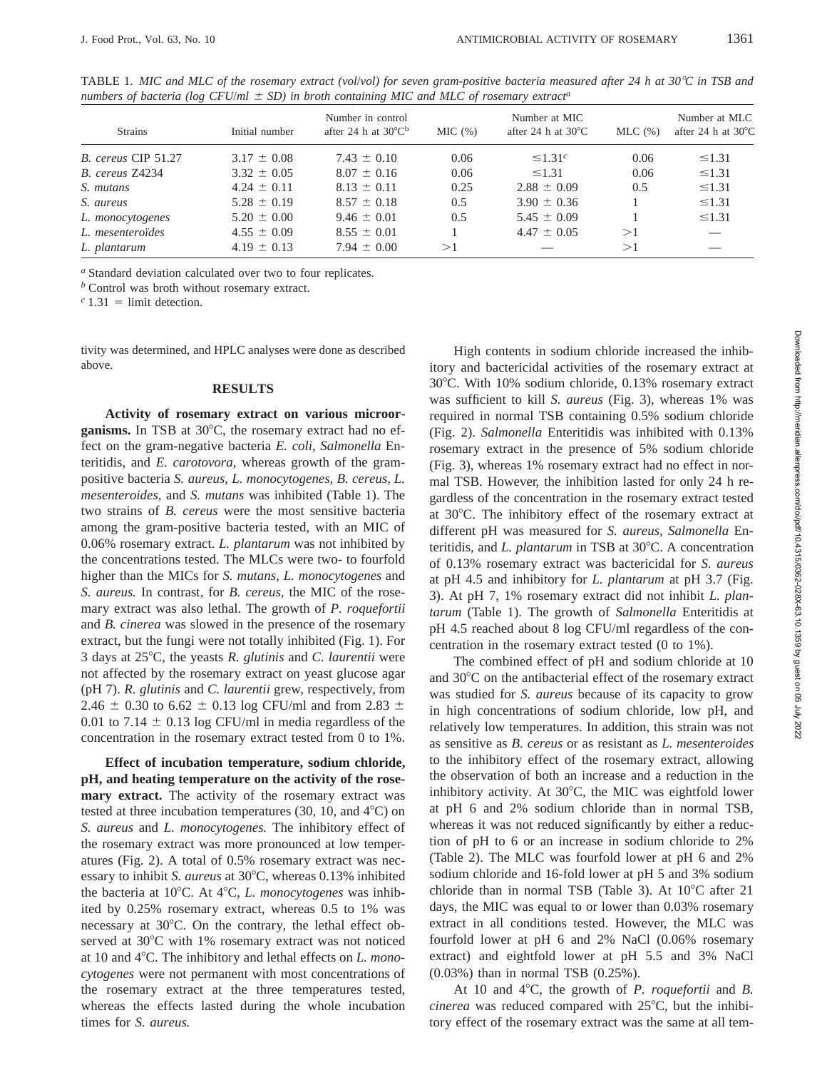TABLE 1. *MIC and MLC of the rosemary extract (vol/vol) for seven gram-positive bacteria measured after 24 h at 30°C in TSB and numbers of bacteria (log CFU/ml ± SD) in broth containing MIC and MLC of rosemary extract*[a]

| Strains | Initial number | Number in control after 24 h at 30°C[b] | MIC (%) | Number at MIC after 24 h at 30°C | MLC (%) | Number at MLC after 24 h at 30°C |
|---|---|---|---|---|---|---|
| *B. cereus* CIP 51.27 | 3.17 ± 0.08 | 7.43 ± 0.10 | 0.06 | ≤1.31[c] | 0.06 | ≤1.31 |
| *B. cereus* Z4234 | 3.32 ± 0.05 | 8.07 ± 0.16 | 0.06 | ≤1.31 | 0.06 | ≤1.31 |
| *S. mutans* | 4.24 ± 0.11 | 8.13 ± 0.11 | 0.25 | 2.88 ± 0.09 | 0.5 | ≤1.31 |
| *S. aureus* | 5.28 ± 0.19 | 8.57 ± 0.18 | 0.5 | 3.90 ± 0.36 | 1 | ≤1.31 |
| *L. monocytogenes* | 5.20 ± 0.00 | 9.46 ± 0.01 | 0.5 | 5.45 ± 0.09 | 1 | ≤1.31 |
| *L. mesenteroïdes* | 4.55 ± 0.09 | 8.55 ± 0.01 | 1 | 4.47 ± 0.05 | >1 | — |
| *L. plantarum* | 4.19 ± 0.13 | 7.94 ± 0.00 | >1 | — | >1 | — |

[a] Standard deviation calculated over two to four replicates.
[b] Control was broth without rosemary extract.
[c] 1.31 = limit detection.

tivity was determined, and HPLC analyses were done as described above.

## RESULTS

**Activity of rosemary extract on various microorganisms.** In TSB at 30°C, the rosemary extract had no effect on the gram-negative bacteria *E. coli, Salmonella* Enteritidis, and *E. carotovora,* whereas growth of the gram-positive bacteria *S. aureus, L. monocytogenes, B. cereus, L. mesenteroides,* and *S. mutans* was inhibited (Table 1). The two strains of *B. cereus* were the most sensitive bacteria among the gram-positive bacteria tested, with an MIC of 0.06% rosemary extract. *L. plantarum* was not inhibited by the concentrations tested. The MLCs were two- to fourfold higher than the MICs for *S. mutans, L. monocytogenes* and *S. aureus.* In contrast, for *B. cereus,* the MIC of the rosemary extract was also lethal. The growth of *P. roquefortii* and *B. cinerea* was slowed in the presence of the rosemary extract, but the fungi were not totally inhibited (Fig. 1). For 3 days at 25°C, the yeasts *R. glutinis* and *C. laurentii* were not affected by the rosemary extract on yeast glucose agar (pH 7). *R. glutinis* and *C. laurentii* grew, respectively, from 2.46 ± 0.30 to 6.62 ± 0.13 log CFU/ml and from 2.83 ± 0.01 to 7.14 ± 0.13 log CFU/ml in media regardless of the concentration in the rosemary extract tested from 0 to 1%.

**Effect of incubation temperature, sodium chloride, pH, and heating temperature on the activity of the rosemary extract.** The activity of the rosemary extract was tested at three incubation temperatures (30, 10, and 4°C) on *S. aureus* and *L. monocytogenes.* The inhibitory effect of the rosemary extract was more pronounced at low temperatures (Fig. 2). A total of 0.5% rosemary extract was necessary to inhibit *S. aureus* at 30°C, whereas 0.13% inhibited the bacteria at 10°C. At 4°C, *L. monocytogenes* was inhibited by 0.25% rosemary extract, whereas 0.5 to 1% was necessary at 30°C. On the contrary, the lethal effect observed at 30°C with 1% rosemary extract was not noticed at 10 and 4°C. The inhibitory and lethal effects on *L. monocytogenes* were not permanent with most concentrations of the rosemary extract at the three temperatures tested, whereas the effects lasted during the whole incubation times for *S. aureus.*

High contents in sodium chloride increased the inhibitory and bactericidal activities of the rosemary extract at 30°C. With 10% sodium chloride, 0.13% rosemary extract was sufficient to kill *S. aureus* (Fig. 3), whereas 1% was required in normal TSB containing 0.5% sodium chloride (Fig. 2). *Salmonella* Enteritidis was inhibited with 0.13% rosemary extract in the presence of 5% sodium chloride (Fig. 3), whereas 1% rosemary extract had no effect in normal TSB. However, the inhibition lasted for only 24 h regardless of the concentration in the rosemary extract tested at 30°C. The inhibitory effect of the rosemary extract at different pH was measured for *S. aureus, Salmonella* Enteritidis, and *L. plantarum* in TSB at 30°C. A concentration of 0.13% rosemary extract was bactericidal for *S. aureus* at pH 4.5 and inhibitory for *L. plantarum* at pH 3.7 (Fig. 3). At pH 7, 1% rosemary extract did not inhibit *L. plantarum* (Table 1). The growth of *Salmonella* Enteritidis at pH 4.5 reached about 8 log CFU/ml regardless of the concentration in the rosemary extract tested (0 to 1%).

The combined effect of pH and sodium chloride at 10 and 30°C on the antibacterial effect of the rosemary extract was studied for *S. aureus* because of its capacity to grow in high concentrations of sodium chloride, low pH, and relatively low temperatures. In addition, this strain was not as sensitive as *B. cereus* or as resistant as *L. mesenteroides* to the inhibitory effect of the rosemary extract, allowing the observation of both an increase and a reduction in the inhibitory activity. At 30°C, the MIC was eightfold lower at pH 6 and 2% sodium chloride than in normal TSB, whereas it was not reduced significantly by either a reduction of pH to 6 or an increase in sodium chloride to 2% (Table 2). The MLC was fourfold lower at pH 6 and 2% sodium chloride and 16-fold lower at pH 5 and 3% sodium chloride than in normal TSB (Table 3). At 10°C after 21 days, the MIC was equal to or lower than 0.03% rosemary extract in all conditions tested. However, the MLC was fourfold lower at pH 6 and 2% NaCl (0.06% rosemary extract) and eightfold lower at pH 5.5 and 3% NaCl (0.03%) than in normal TSB (0.25%).

At 10 and 4°C, the growth of *P. roquefortii* and *B. cinerea* was reduced compared with 25°C, but the inhibitory effect of the rosemary extract was the same at all tem-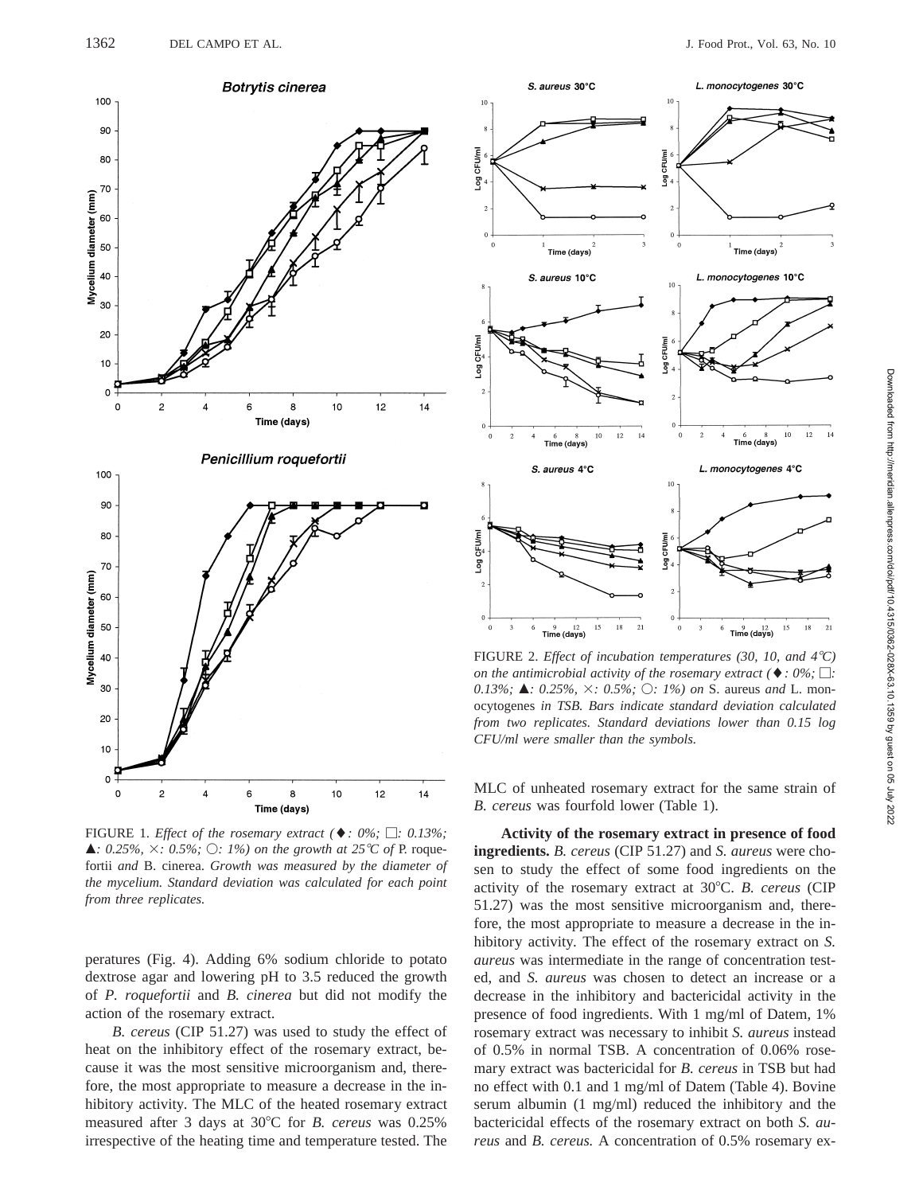FIGURE 1. *Effect of the rosemary extract (♦: 0%; □: 0.13%; ▲: 0.25%, ×: 0.5%; ○: 1%) on the growth at 25°C of* P. roquefortii *and* B. cinerea. *Growth was measured by the diameter of the mycelium. Standard deviation was calculated for each point from three replicates.*

FIGURE 2. *Effect of incubation temperatures (30, 10, and 4°C) on the antimicrobial activity of the rosemary extract (♦: 0%; □: 0.13%; ▲: 0.25%, ×: 0.5%; ○: 1%) on* S. aureus *and* L. monocytogenes *in TSB. Bars indicate standard deviation calculated from two replicates. Standard deviations lower than 0.15 log CFU/ml were smaller than the symbols.*

peratures (Fig. 4). Adding 6% sodium chloride to potato dextrose agar and lowering pH to 3.5 reduced the growth of *P. roquefortii* and *B. cinerea* but did not modify the action of the rosemary extract.

*B. cereus* (CIP 51.27) was used to study the effect of heat on the inhibitory effect of the rosemary extract, because it was the most sensitive microorganism and, therefore, the most appropriate to measure a decrease in the inhibitory activity. The MLC of the heated rosemary extract measured after 3 days at 30°C for *B. cereus* was 0.25% irrespective of the heating time and temperature tested. The MLC of unheated rosemary extract for the same strain of *B. cereus* was fourfold lower (Table 1).

**Activity of the rosemary extract in presence of food ingredients.** *B. cereus* (CIP 51.27) and *S. aureus* were chosen to study the effect of some food ingredients on the activity of the rosemary extract at 30°C. *B. cereus* (CIP 51.27) was the most sensitive microorganism and, therefore, the most appropriate to measure a decrease in the inhibitory activity. The effect of the rosemary extract on *S. aureus* was intermediate in the range of concentration tested, and *S. aureus* was chosen to detect an increase or a decrease in the inhibitory and bactericidal activity in the presence of food ingredients. With 1 mg/ml of Datem, 1% rosemary extract was necessary to inhibit *S. aureus* instead of 0.5% in normal TSB. A concentration of 0.06% rosemary extract was bactericidal for *B. cereus* in TSB but had no effect with 0.1 and 1 mg/ml of Datem (Table 4). Bovine serum albumin (1 mg/ml) reduced the inhibitory and the bactericidal effects of the rosemary extract on both *S. aureus* and *B. cereus.* A concentration of 0.5% rosemary ex-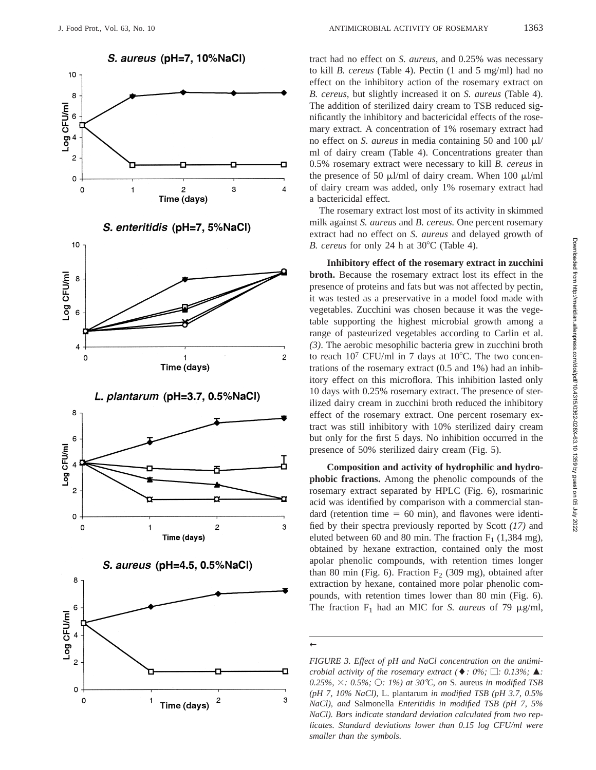tract had no effect on *S. aureus*, and 0.25% was necessary to kill *B. cereus* (Table 4). Pectin (1 and 5 mg/ml) had no effect on the inhibitory action of the rosemary extract on *B. cereus*, but slightly increased it on *S. aureus* (Table 4). The addition of sterilized dairy cream to TSB reduced significantly the inhibitory and bactericidal effects of the rosemary extract. A concentration of 1% rosemary extract had no effect on *S. aureus* in media containing 50 and 100 μl/ml of dairy cream (Table 4). Concentrations greater than 0.5% rosemary extract were necessary to kill *B. cereus* in the presence of 50 μl/ml of dairy cream. When 100 μl/ml of dairy cream was added, only 1% rosemary extract had a bactericidal effect.

The rosemary extract lost most of its activity in skimmed milk against *S. aureus* and *B. cereus*. One percent rosemary extract had no effect on *S. aureus* and delayed growth of *B. cereus* for only 24 h at 30°C (Table 4).

**Inhibitory effect of the rosemary extract in zucchini broth.** Because the rosemary extract lost its effect in the presence of proteins and fats but was not affected by pectin, it was tested as a preservative in a model food made with vegetables. Zucchini was chosen because it was the vegetable supporting the highest microbial growth among a range of pasteurized vegetables according to Carlin et al. *(3)*. The aerobic mesophilic bacteria grew in zucchini broth to reach $10^7$ CFU/ml in 7 days at 10°C. The two concentrations of the rosemary extract (0.5 and 1%) had an inhibitory effect on this microflora. This inhibition lasted only 10 days with 0.25% rosemary extract. The presence of sterilized dairy cream in zucchini broth reduced the inhibitory effect of the rosemary extract. One percent rosemary extract was still inhibitory with 10% sterilized dairy cream but only for the first 5 days. No inhibition occurred in the presence of 50% sterilized dairy cream (Fig. 5).

**Composition and activity of hydrophilic and hydrophobic fractions.** Among the phenolic compounds of the rosemary extract separated by HPLC (Fig. 6), rosmarinic acid was identified by comparison with a commercial standard (retention time = 60 min), and flavones were identified by their spectra previously reported by Scott *(17)* and eluted between 60 and 80 min. The fraction $F_1$ (1,384 mg), obtained by hexane extraction, contained only the most apolar phenolic compounds, with retention times longer than 80 min (Fig. 6). Fraction $F_2$ (309 mg), obtained after extraction by hexane, contained more polar phenolic compounds, with retention times lower than 80 min (Fig. 6). The fraction $F_1$ had an MIC for *S. aureus* of 79 μg/ml,

*FIGURE 3. Effect of pH and NaCl concentration on the antimicrobial activity of the rosemary extract (♦: 0%; □: 0.13%; ▲: 0.25%, ×: 0.5%; ○: 1%) at 30°C, on* S. aureus *in modified TSB (pH 7, 10% NaCl),* L. plantarum *in modified TSB (pH 3.7, 0.5% NaCl), and* Salmonella *Enteritidis in modified TSB (pH 7, 5% NaCl). Bars indicate standard deviation calculated from two replicates. Standard deviations lower than 0.15 log CFU/ml were smaller than the symbols.*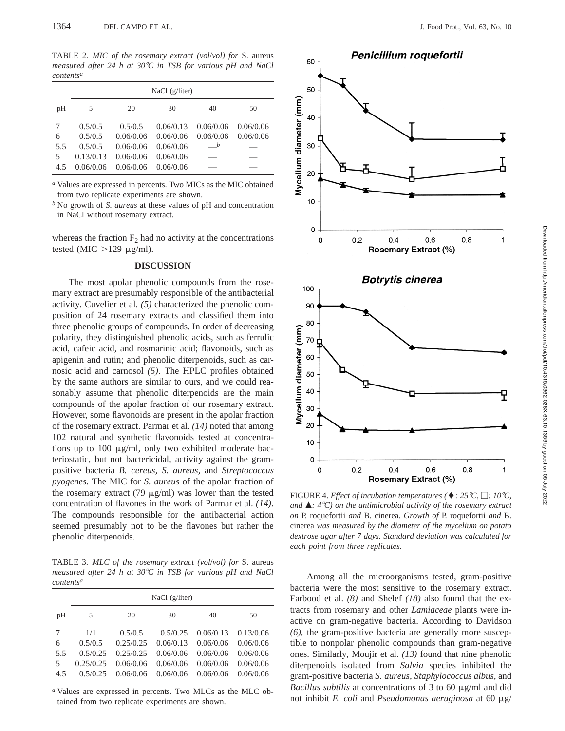TABLE 2. *MIC of the rosemary extract (vol/vol) for* S. aureus *measured after 24 h at 30°C in TSB for various pH and NaCl contents*[a]

| pH | NaCl (g/liter) | | | | |
|---|---|---|---|---|---|
| | 5 | 20 | 30 | 40 | 50 |
| 7 | 0.5/0.5 | 0.5/0.5 | 0.06/0.13 | 0.06/0.06 | 0.06/0.06 |
| 6 | 0.5/0.5 | 0.06/0.06 | 0.06/0.06 | 0.06/0.06 | 0.06/0.06 |
| 5.5 | 0.5/0.5 | 0.06/0.06 | 0.06/0.06 | —[b] | — |
| 5 | 0.13/0.13 | 0.06/0.06 | 0.06/0.06 | — | — |
| 4.5 | 0.06/0.06 | 0.06/0.06 | 0.06/0.06 | — | — |

[a] Values are expressed in percents. Two MICs as the MIC obtained from two replicate experiments are shown.

[b] No growth of *S. aureus* at these values of pH and concentration in NaCl without rosemary extract.

whereas the fraction $F_2$ had no activity at the concentrations tested (MIC >129 μg/ml).

## DISCUSSION

The most apolar phenolic compounds from the rosemary extract are presumably responsible of the antibacterial activity. Cuvelier et al. *(5)* characterized the phenolic composition of 24 rosemary extracts and classified them into three phenolic groups of compounds. In order of decreasing polarity, they distinguished phenolic acids, such as ferrulic acid, cafeic acid, and rosmarinic acid; flavonoids, such as apigenin and rutin; and phenolic diterpenoids, such as carnosic acid and carnosol *(5)*. The HPLC profiles obtained by the same authors are similar to ours, and we could reasonably assume that phenolic diterpenoids are the main compounds of the apolar fraction of our rosemary extract. However, some flavonoids are present in the apolar fraction of the rosemary extract. Parmar et al. *(14)* noted that among 102 natural and synthetic flavonoids tested at concentrations up to 100 μg/ml, only two exhibited moderate bacteriostatic, but not bactericidal, activity against the gram-positive bacteria *B. cereus*, *S. aureus*, and *Streptococcus pyogenes*. The MIC for *S. aureus* of the apolar fraction of the rosemary extract (79 μg/ml) was lower than the tested concentration of flavones in the work of Parmar et al. *(14)*. The compounds responsible for the antibacterial action seemed presumably not to be the flavones but rather the phenolic diterpenoids.

TABLE 3. *MLC of the rosemary extract (vol/vol) for* S. aureus *measured after 24 h at 30°C in TSB for various pH and NaCl contents*[a]

| pH | NaCl (g/liter) | | | | |
|---|---|---|---|---|---|
| | 5 | 20 | 30 | 40 | 50 |
| 7 | 1/1 | 0.5/0.5 | 0.5/0.25 | 0.06/0.13 | 0.13/0.06 |
| 6 | 0.5/0.5 | 0.25/0.25 | 0.06/0.13 | 0.06/0.06 | 0.06/0.06 |
| 5.5 | 0.5/0.25 | 0.25/0.25 | 0.06/0.06 | 0.06/0.06 | 0.06/0.06 |
| 5 | 0.25/0.25 | 0.06/0.06 | 0.06/0.06 | 0.06/0.06 | 0.06/0.06 |
| 4.5 | 0.5/0.25 | 0.06/0.06 | 0.06/0.06 | 0.06/0.06 | 0.06/0.06 |

[a] Values are expressed in percents. Two MLCs as the MLC obtained from two replicate experiments are shown.

FIGURE 4. *Effect of incubation temperatures (♦: 25°C, □: 10°C, and ▲: 4°C) on the antimicrobial activity of the rosemary extract on* P. roquefortii *and* B. cinerea. *Growth of* P. roquefortii *and* B. cinerea *was measured by the diameter of the mycelium on potato dextrose agar after 7 days. Standard deviation was calculated for each point from three replicates.*

Among all the microorganisms tested, gram-positive bacteria were the most sensitive to the rosemary extract. Farbood et al. *(8)* and Shelef *(18)* also found that the extracts from rosemary and other *Lamiaceae* plants were inactive on gram-negative bacteria. According to Davidson *(6)*, the gram-positive bacteria are generally more susceptible to nonpolar phenolic compounds than gram-negative ones. Similarly, Moujir et al. *(13)* found that nine phenolic diterpenoids isolated from *Salvia* species inhibited the gram-positive bacteria *S. aureus*, *Staphylococcus albus*, and *Bacillus subtilis* at concentrations of 3 to 60 μg/ml and did not inhibit *E. coli* and *Pseudomonas aeruginosa* at 60 μg/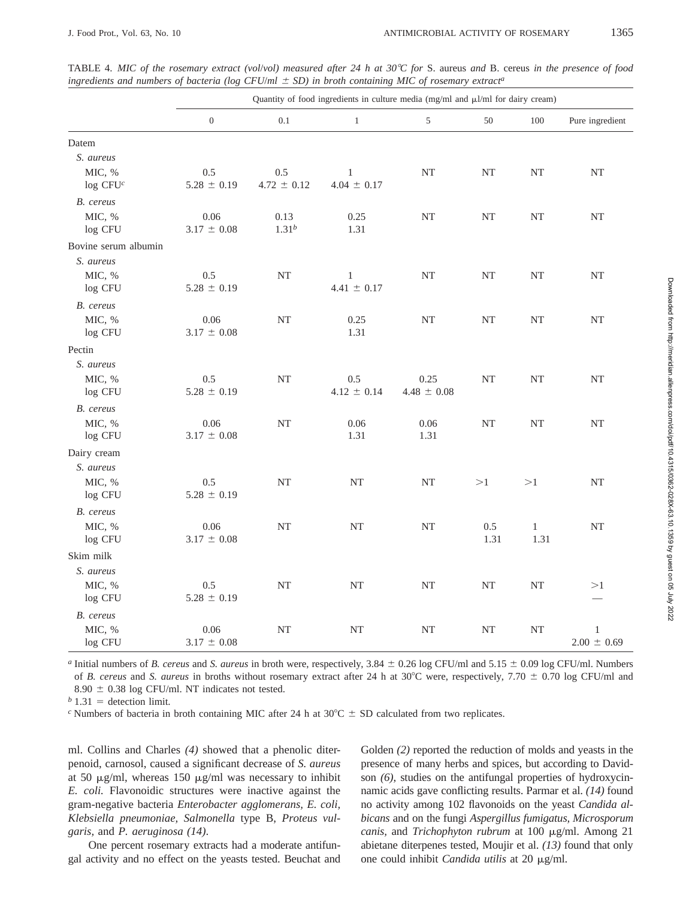TABLE 4. *MIC of the rosemary extract (vol/vol) measured after 24 h at 30°C for* S. aureus *and* B. cereus *in the presence of food ingredients and numbers of bacteria (log CFU/ml ± SD) in broth containing MIC of rosemary extract*[a]

| | Quantity of food ingredients in culture media (mg/ml and μl/ml for dairy cream) | | | | | | |
|---|---|---|---|---|---|---|---|
| | 0 | 0.1 | 1 | 5 | 50 | 100 | Pure ingredient |
| Datem | | | | | | | |
| *S. aureus* | | | | | | | |
| MIC, % | 0.5 | 0.5 | 1 | NT | NT | NT | NT |
| log CFU[c] | 5.28 ± 0.19 | 4.72 ± 0.12 | 4.04 ± 0.17 | | | | |
| *B. cereus* | | | | | | | |
| MIC, % | 0.06 | 0.13 | 0.25 | NT | NT | NT | NT |
| log CFU | 3.17 ± 0.08 | 1.31[b] | 1.31 | | | | |
| Bovine serum albumin | | | | | | | |
| *S. aureus* | | | | | | | |
| MIC, % | 0.5 | NT | 1 | NT | NT | NT | NT |
| log CFU | 5.28 ± 0.19 | | 4.41 ± 0.17 | | | | |
| *B. cereus* | | | | | | | |
| MIC, % | 0.06 | NT | 0.25 | NT | NT | NT | NT |
| log CFU | 3.17 ± 0.08 | | 1.31 | | | | |
| Pectin | | | | | | | |
| *S. aureus* | | | | | | | |
| MIC, % | 0.5 | NT | 0.5 | 0.25 | NT | NT | NT |
| log CFU | 5.28 ± 0.19 | | 4.12 ± 0.14 | 4.48 ± 0.08 | | | |
| *B. cereus* | | | | | | | |
| MIC, % | 0.06 | NT | 0.06 | 0.06 | NT | NT | NT |
| log CFU | 3.17 ± 0.08 | | 1.31 | 1.31 | | | |
| Dairy cream | | | | | | | |
| *S. aureus* | | | | | | | |
| MIC, % | 0.5 | NT | NT | NT | >1 | >1 | NT |
| log CFU | 5.28 ± 0.19 | | | | | | |
| *B. cereus* | | | | | | | |
| MIC, % | 0.06 | NT | NT | NT | 0.5 | 1 | NT |
| log CFU | 3.17 ± 0.08 | | | | 1.31 | 1.31 | |
| Skim milk | | | | | | | |
| *S. aureus* | | | | | | | |
| MIC, % | 0.5 | NT | NT | NT | NT | NT | >1 |
| log CFU | 5.28 ± 0.19 | | | | | | — |
| *B. cereus* | | | | | | | |
| MIC, % | 0.06 | NT | NT | NT | NT | NT | 1 |
| log CFU | 3.17 ± 0.08 | | | | | | 2.00 ± 0.69 |

[a] Initial numbers of *B. cereus* and *S. aureus* in broth were, respectively, 3.84 ± 0.26 log CFU/ml and 5.15 ± 0.09 log CFU/ml. Numbers of *B. cereus* and *S. aureus* in broths without rosemary extract after 24 h at 30°C were, respectively, 7.70 ± 0.70 log CFU/ml and 8.90 ± 0.38 log CFU/ml. NT indicates not tested.

[b] 1.31 = detection limit.

[c] Numbers of bacteria in broth containing MIC after 24 h at 30°C ± SD calculated from two replicates.

ml. Collins and Charles *(4)* showed that a phenolic diterpenoid, carnosol, caused a significant decrease of *S. aureus* at 50 μg/ml, whereas 150 μg/ml was necessary to inhibit *E. coli.* Flavonoidic structures were inactive against the gram-negative bacteria *Enterobacter agglomerans, E. coli, Klebsiella pneumoniae, Salmonella* type B, *Proteus vulgaris,* and *P. aeruginosa (14).*

One percent rosemary extracts had a moderate antifungal activity and no effect on the yeasts tested. Beuchat and Golden *(2)* reported the reduction of molds and yeasts in the presence of many herbs and spices, but according to Davidson *(6)*, studies on the antifungal properties of hydroxycinnamic acids gave conflicting results. Parmar et al. *(14)* found no activity among 102 flavonoids on the yeast *Candida albicans* and on the fungi *Aspergillus fumigatus, Microsporum canis,* and *Trichophyton rubrum* at 100 μg/ml. Among 21 abietane diterpenes tested, Moujir et al. *(13)* found that only one could inhibit *Candida utilis* at 20 μg/ml.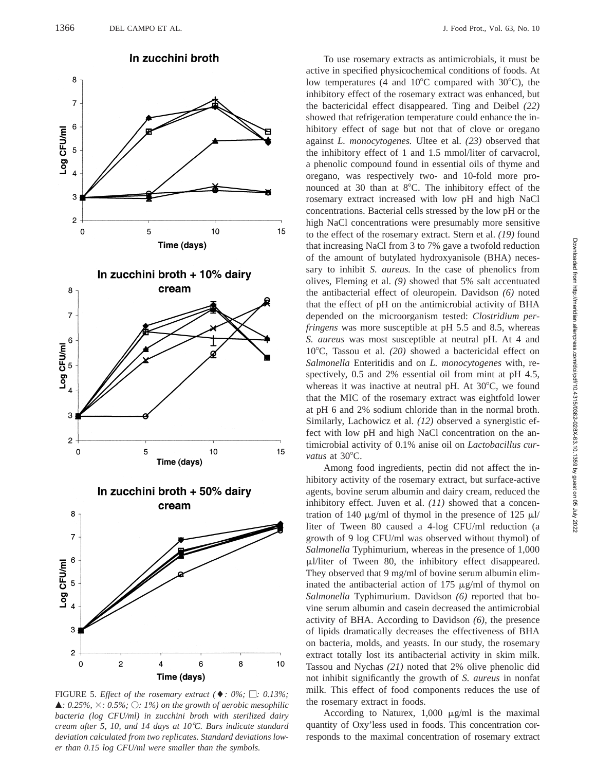FIGURE 5. *Effect of the rosemary extract (♦: 0%; □: 0.13%; ▲: 0.25%, ×: 0.5%; ○: 1%) on the growth of aerobic mesophilic bacteria (log CFU/ml) in zucchini broth with sterilized dairy cream after 5, 10, and 14 days at 10°C. Bars indicate standard deviation calculated from two replicates. Standard deviations lower than 0.15 log CFU/ml were smaller than the symbols.*

To use rosemary extracts as antimicrobials, it must be active in specified physicochemical conditions of foods. At low temperatures (4 and 10°C compared with 30°C), the inhibitory effect of the rosemary extract was enhanced, but the bactericidal effect disappeared. Ting and Deibel *(22)* showed that refrigeration temperature could enhance the inhibitory effect of sage but not that of clove or oregano against *L. monocytogenes.* Ultee et al. *(23)* observed that the inhibitory effect of 1 and 1.5 mmol/liter of carvacrol, a phenolic compound found in essential oils of thyme and oregano, was respectively two- and 10-fold more pronounced at 30 than at 8°C. The inhibitory effect of the rosemary extract increased with low pH and high NaCl concentrations. Bacterial cells stressed by the low pH or the high NaCl concentrations were presumably more sensitive to the effect of the rosemary extract. Stern et al. *(19)* found that increasing NaCl from 3 to 7% gave a twofold reduction of the amount of butylated hydroxyanisole (BHA) necessary to inhibit *S. aureus.* In the case of phenolics from olives, Fleming et al. *(9)* showed that 5% salt accentuated the antibacterial effect of oleuropein. Davidson *(6)* noted that the effect of pH on the antimicrobial activity of BHA depended on the microorganism tested: *Clostridium perfringens* was more susceptible at pH 5.5 and 8.5, whereas *S. aureus* was most susceptible at neutral pH. At 4 and 10°C, Tassou et al. *(20)* showed a bactericidal effect on *Salmonella* Enteritidis and on *L. monocytogenes* with, respectively, 0.5 and 2% essential oil from mint at pH 4.5, whereas it was inactive at neutral pH. At 30°C, we found that the MIC of the rosemary extract was eightfold lower at pH 6 and 2% sodium chloride than in the normal broth. Similarly, Lachowicz et al. *(12)* observed a synergistic effect with low pH and high NaCl concentration on the antimicrobial activity of 0.1% anise oil on *Lactobacillus curvatus* at 30°C.

Among food ingredients, pectin did not affect the inhibitory activity of the rosemary extract, but surface-active agents, bovine serum albumin and dairy cream, reduced the inhibitory effect. Juven et al. *(11)* showed that a concentration of 140 μg/ml of thymol in the presence of 125 μl/liter of Tween 80 caused a 4-log CFU/ml reduction (a growth of 9 log CFU/ml was observed without thymol) of *Salmonella* Typhimurium, whereas in the presence of 1,000 μl/liter of Tween 80, the inhibitory effect disappeared. They observed that 9 mg/ml of bovine serum albumin eliminated the antibacterial action of 175 μg/ml of thymol on *Salmonella* Typhimurium. Davidson *(6)* reported that bovine serum albumin and casein decreased the antimicrobial activity of BHA. According to Davidson *(6)*, the presence of lipids dramatically decreases the effectiveness of BHA on bacteria, molds, and yeasts. In our study, the rosemary extract totally lost its antibacterial activity in skim milk. Tassou and Nychas *(21)* noted that 2% olive phenolic did not inhibit significantly the growth of *S. aureus* in nonfat milk. This effect of food components reduces the use of the rosemary extract in foods.

According to Naturex, 1,000 μg/ml is the maximal quantity of Oxy'less used in foods. This concentration corresponds to the maximal concentration of rosemary extract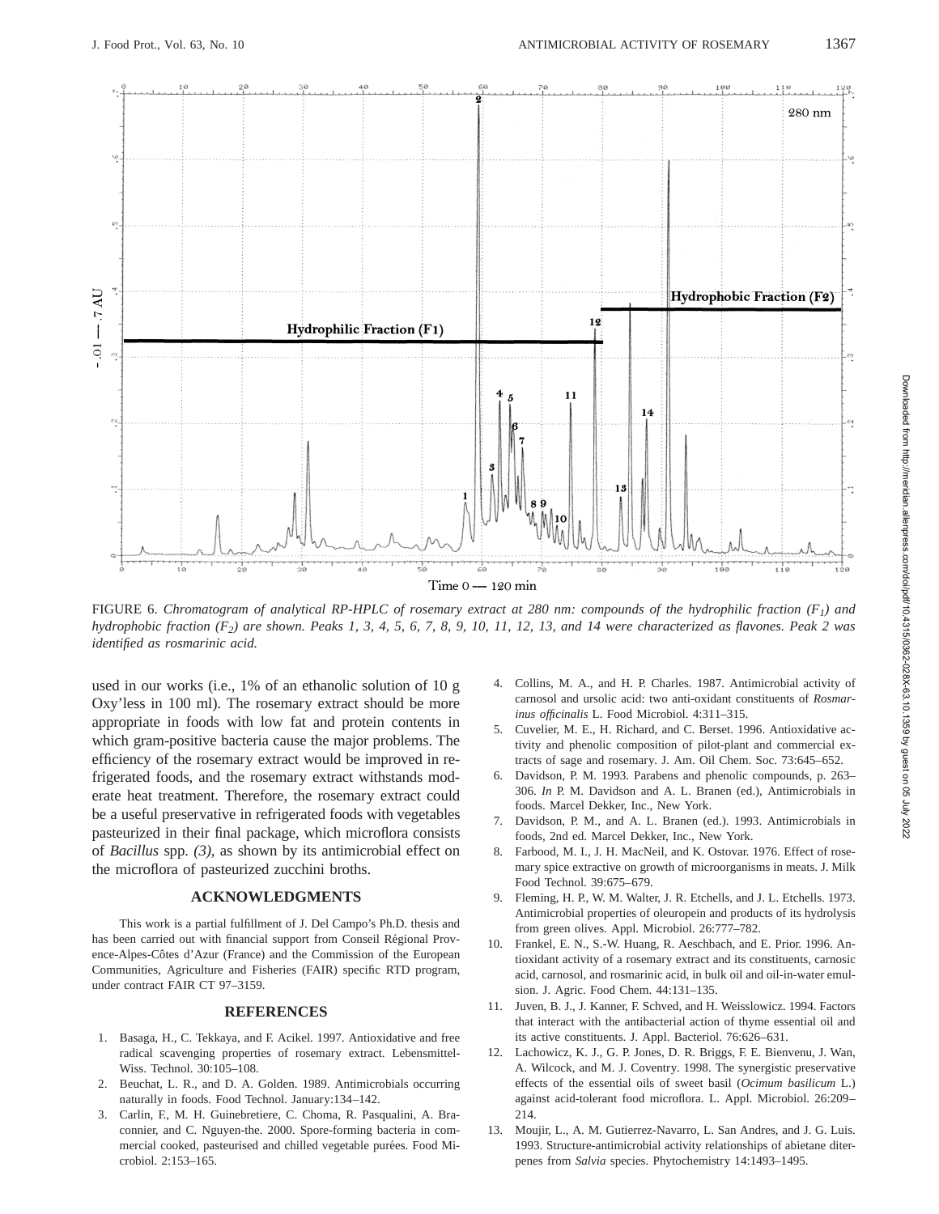FIGURE 6. *Chromatogram of analytical RP-HPLC of rosemary extract at 280 nm: compounds of the hydrophilic fraction ($F_1$) and hydrophobic fraction ($F_2$) are shown. Peaks 1, 3, 4, 5, 6, 7, 8, 9, 10, 11, 12, 13, and 14 were characterized as flavones. Peak 2 was identified as rosmarinic acid.*

used in our works (i.e., 1% of an ethanolic solution of 10 g Oxy'less in 100 ml). The rosemary extract should be more appropriate in foods with low fat and protein contents in which gram-positive bacteria cause the major problems. The efficiency of the rosemary extract would be improved in refrigerated foods, and the rosemary extract withstands moderate heat treatment. Therefore, the rosemary extract could be a useful preservative in refrigerated foods with vegetables pasteurized in their final package, which microflora consists of *Bacillus* spp. *(3)*, as shown by its antimicrobial effect on the microflora of pasteurized zucchini broths.

## ACKNOWLEDGMENTS

This work is a partial fulfillment of J. Del Campo's Ph.D. thesis and has been carried out with financial support from Conseil Régional Provence-Alpes-Côtes d'Azur (France) and the Commission of the European Communities, Agriculture and Fisheries (FAIR) specific RTD program, under contract FAIR CT 97–3159.

## REFERENCES

1. Basaga, H., C. Tekkaya, and F. Acikel. 1997. Antioxidative and free radical scavenging properties of rosemary extract. Lebensmittel-Wiss. Technol. 30:105–108.
2. Beuchat, L. R., and D. A. Golden. 1989. Antimicrobials occurring naturally in foods. Food Technol. January:134–142.
3. Carlin, F., M. H. Guinebretiere, C. Choma, R. Pasqualini, A. Braconnier, and C. Nguyen-the. 2000. Spore-forming bacteria in commercial cooked, pasteurised and chilled vegetable purées. Food Microbiol. 2:153–165.
4. Collins, M. A., and H. P. Charles. 1987. Antimicrobial activity of carnosol and ursolic acid: two anti-oxidant constituents of *Rosmarinus officinalis* L. Food Microbiol. 4:311–315.
5. Cuvelier, M. E., H. Richard, and C. Berset. 1996. Antioxidative activity and phenolic composition of pilot-plant and commercial extracts of sage and rosemary. J. Am. Oil Chem. Soc. 73:645–652.
6. Davidson, P. M. 1993. Parabens and phenolic compounds, p. 263–306. *In* P. M. Davidson and A. L. Branen (ed.), Antimicrobials in foods. Marcel Dekker, Inc., New York.
7. Davidson, P. M., and A. L. Branen (ed.). 1993. Antimicrobials in foods, 2nd ed. Marcel Dekker, Inc., New York.
8. Farbood, M. I., J. H. MacNeil, and K. Ostovar. 1976. Effect of rosemary spice extractive on growth of microorganisms in meats. J. Milk Food Technol. 39:675–679.
9. Fleming, H. P., W. M. Walter, J. R. Etchells, and J. L. Etchells. 1973. Antimicrobial properties of oleuropein and products of its hydrolysis from green olives. Appl. Microbiol. 26:777–782.
10. Frankel, E. N., S.-W. Huang, R. Aeschbach, and E. Prior. 1996. Antioxidant activity of a rosemary extract and its constituents, carnosic acid, carnosol, and rosmarinic acid, in bulk oil and oil-in-water emulsion. J. Agric. Food Chem. 44:131–135.
11. Juven, B. J., J. Kanner, F. Schved, and H. Weisslowicz. 1994. Factors that interact with the antibacterial action of thyme essential oil and its active constituents. J. Appl. Bacteriol. 76:626–631.
12. Lachowicz, K. J., G. P. Jones, D. R. Briggs, F. E. Bienvenu, J. Wan, A. Wilcock, and M. J. Coventry. 1998. The synergistic preservative effects of the essential oils of sweet basil (*Ocimum basilicum* L.) against acid-tolerant food microflora. L. Appl. Microbiol. 26:209–214.
13. Moujir, L., A. M. Gutierrez-Navarro, L. San Andres, and J. G. Luis. 1993. Structure-antimicrobial activity relationships of abietane diterpenes from *Salvia* species. Phytochemistry 14:1493–1495.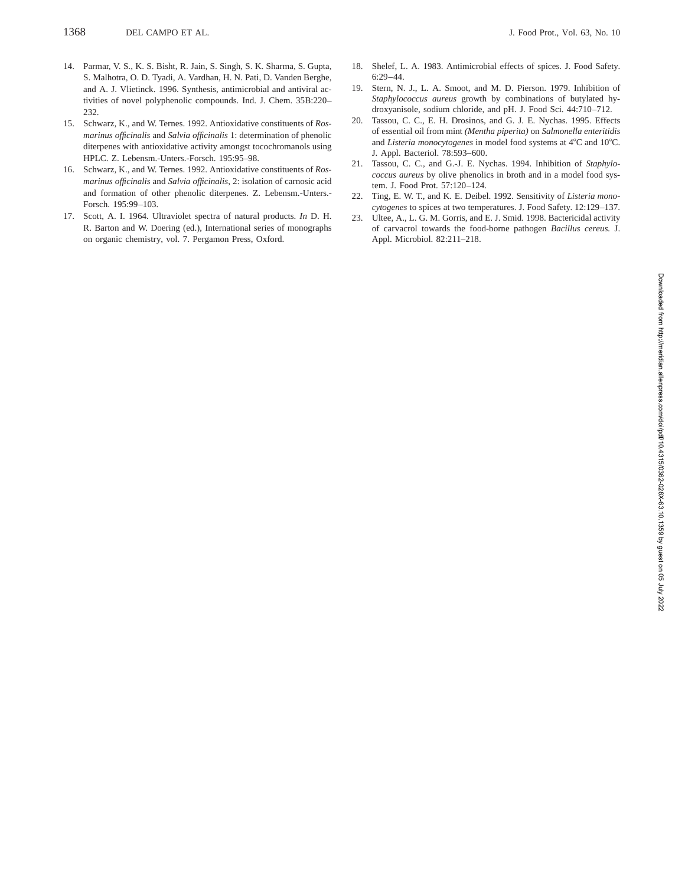14. Parmar, V. S., K. S. Bisht, R. Jain, S. Singh, S. K. Sharma, S. Gupta, S. Malhotra, O. D. Tyadi, A. Vardhan, H. N. Pati, D. Vanden Berghe, and A. J. Vlietinck. 1996. Synthesis, antimicrobial and antiviral activities of novel polyphenolic compounds. Ind. J. Chem. 35B:220–232.
15. Schwarz, K., and W. Ternes. 1992. Antioxidative constituents of *Rosmarinus officinalis* and *Salvia officinalis* 1: determination of phenolic diterpenes with antioxidative activity amongst tocochromanols using HPLC. Z. Lebensm.-Unters.-Forsch. 195:95–98.
16. Schwarz, K., and W. Ternes. 1992. Antioxidative constituents of *Rosmarinus officinalis* and *Salvia officinalis*, 2: isolation of carnosic acid and formation of other phenolic diterpenes. Z. Lebensm.-Unters.-Forsch. 195:99–103.
17. Scott, A. I. 1964. Ultraviolet spectra of natural products. *In* D. H. R. Barton and W. Doering (ed.), International series of monographs on organic chemistry, vol. 7. Pergamon Press, Oxford.
18. Shelef, L. A. 1983. Antimicrobial effects of spices. J. Food Safety. 6:29–44.
19. Stern, N. J., L. A. Smoot, and M. D. Pierson. 1979. Inhibition of *Staphylococcus aureus* growth by combinations of butylated hydroxyanisole, sodium chloride, and pH. J. Food Sci. 44:710–712.
20. Tassou, C. C., E. H. Drosinos, and G. J. E. Nychas. 1995. Effects of essential oil from mint *(Mentha piperita)* on *Salmonella enteritidis* and *Listeria monocytogenes* in model food systems at 4°C and 10°C. J. Appl. Bacteriol. 78:593–600.
21. Tassou, C. C., and G.-J. E. Nychas. 1994. Inhibition of *Staphylococcus aureus* by olive phenolics in broth and in a model food system. J. Food Prot. 57:120–124.
22. Ting, E. W. T., and K. E. Deibel. 1992. Sensitivity of *Listeria monocytogenes* to spices at two temperatures. J. Food Safety. 12:129–137.
23. Ultee, A., L. G. M. Gorris, and E. J. Smid. 1998. Bactericidal activity of carvacrol towards the food-borne pathogen *Bacillus cereus.* J. Appl. Microbiol. 82:211–218.